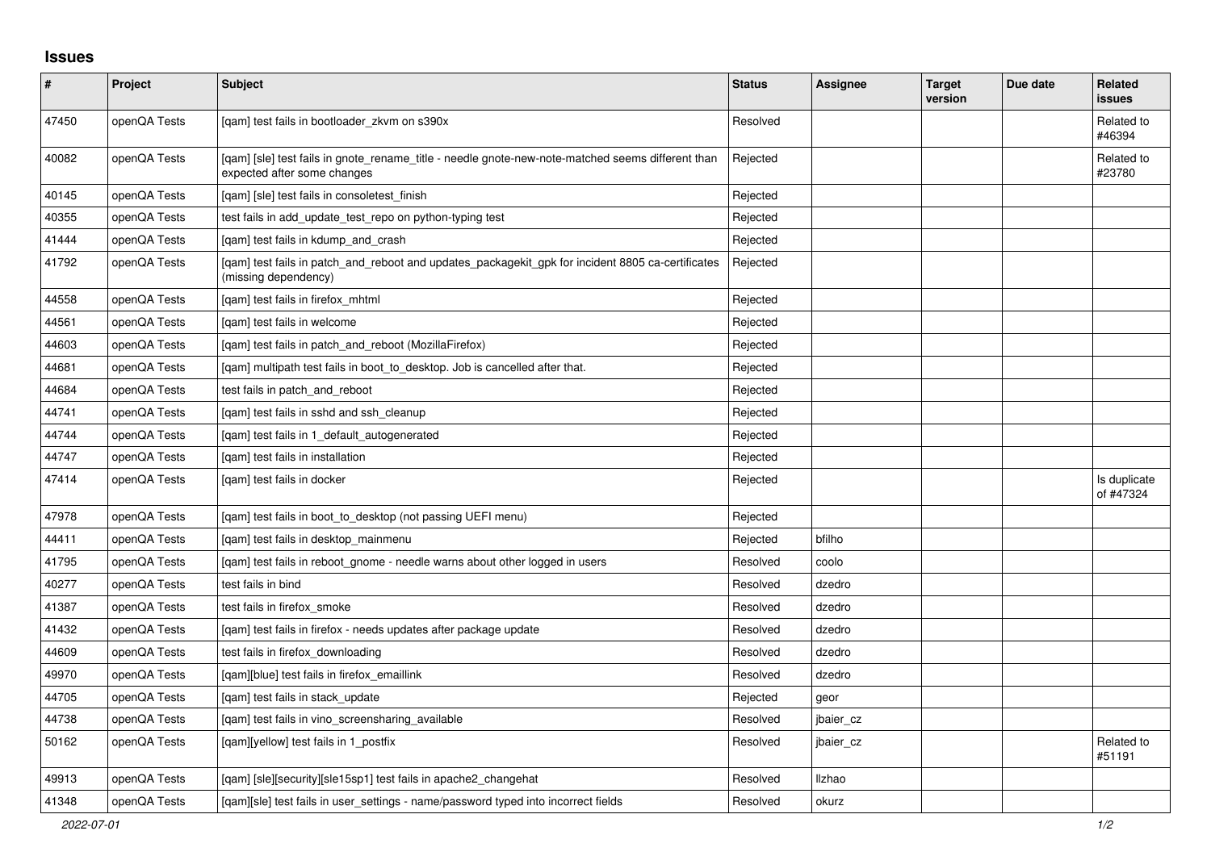## Issues

| # | Project | Subject | Status | Assignee | Target version | Due date | Related issues |
|---|---|---|---|---|---|---|---|
| 47450 | openQA Tests | [qam] test fails in bootloader_zkvm on s390x | Resolved | | | | Related to #46394 |
| 40082 | openQA Tests | [qam] [sle] test fails in gnote_rename_title - needle gnote-new-note-matched seems different than expected after some changes | Rejected | | | | Related to #23780 |
| 40145 | openQA Tests | [qam] [sle] test fails in consoletest_finish | Rejected | | | | |
| 40355 | openQA Tests | test fails in add_update_test_repo on python-typing test | Rejected | | | | |
| 41444 | openQA Tests | [qam] test fails in kdump_and_crash | Rejected | | | | |
| 41792 | openQA Tests | [qam] test fails in patch_and_reboot and updates_packagekit_gpk for incident 8805 ca-certificates (missing dependency) | Rejected | | | | |
| 44558 | openQA Tests | [qam] test fails in firefox_mhtml | Rejected | | | | |
| 44561 | openQA Tests | [qam] test fails in welcome | Rejected | | | | |
| 44603 | openQA Tests | [qam] test fails in patch_and_reboot (MozillaFirefox) | Rejected | | | | |
| 44681 | openQA Tests | [qam] multipath test fails in boot_to_desktop. Job is cancelled after that. | Rejected | | | | |
| 44684 | openQA Tests | test fails in patch_and_reboot | Rejected | | | | |
| 44741 | openQA Tests | [qam] test fails in sshd and ssh_cleanup | Rejected | | | | |
| 44744 | openQA Tests | [qam] test fails in 1_default_autogenerated | Rejected | | | | |
| 44747 | openQA Tests | [qam] test fails in installation | Rejected | | | | |
| 47414 | openQA Tests | [qam] test fails in docker | Rejected | | | | Is duplicate of #47324 |
| 47978 | openQA Tests | [qam] test fails in boot_to_desktop (not passing UEFI menu) | Rejected | | | | |
| 44411 | openQA Tests | [qam] test fails in desktop_mainmenu | Rejected | bfilho | | | |
| 41795 | openQA Tests | [qam] test fails in reboot_gnome - needle warns about other logged in users | Resolved | coolo | | | |
| 40277 | openQA Tests | test fails in bind | Resolved | dzedro | | | |
| 41387 | openQA Tests | test fails in firefox_smoke | Resolved | dzedro | | | |
| 41432 | openQA Tests | [qam] test fails in firefox - needs updates after package update | Resolved | dzedro | | | |
| 44609 | openQA Tests | test fails in firefox_downloading | Resolved | dzedro | | | |
| 49970 | openQA Tests | [qam][blue] test fails in firefox_emaillink | Resolved | dzedro | | | |
| 44705 | openQA Tests | [qam] test fails in stack_update | Rejected | geor | | | |
| 44738 | openQA Tests | [qam] test fails in vino_screensharing_available | Resolved | jbaier_cz | | | |
| 50162 | openQA Tests | [qam][yellow] test fails in 1_postfix | Resolved | jbaier_cz | | | Related to #51191 |
| 49913 | openQA Tests | [qam] [sle][security][sle15sp1] test fails in apache2_changehat | Resolved | llzhao | | | |
| 41348 | openQA Tests | [qam][sle] test fails in user_settings - name/password typed into incorrect fields | Resolved | okurz | | | |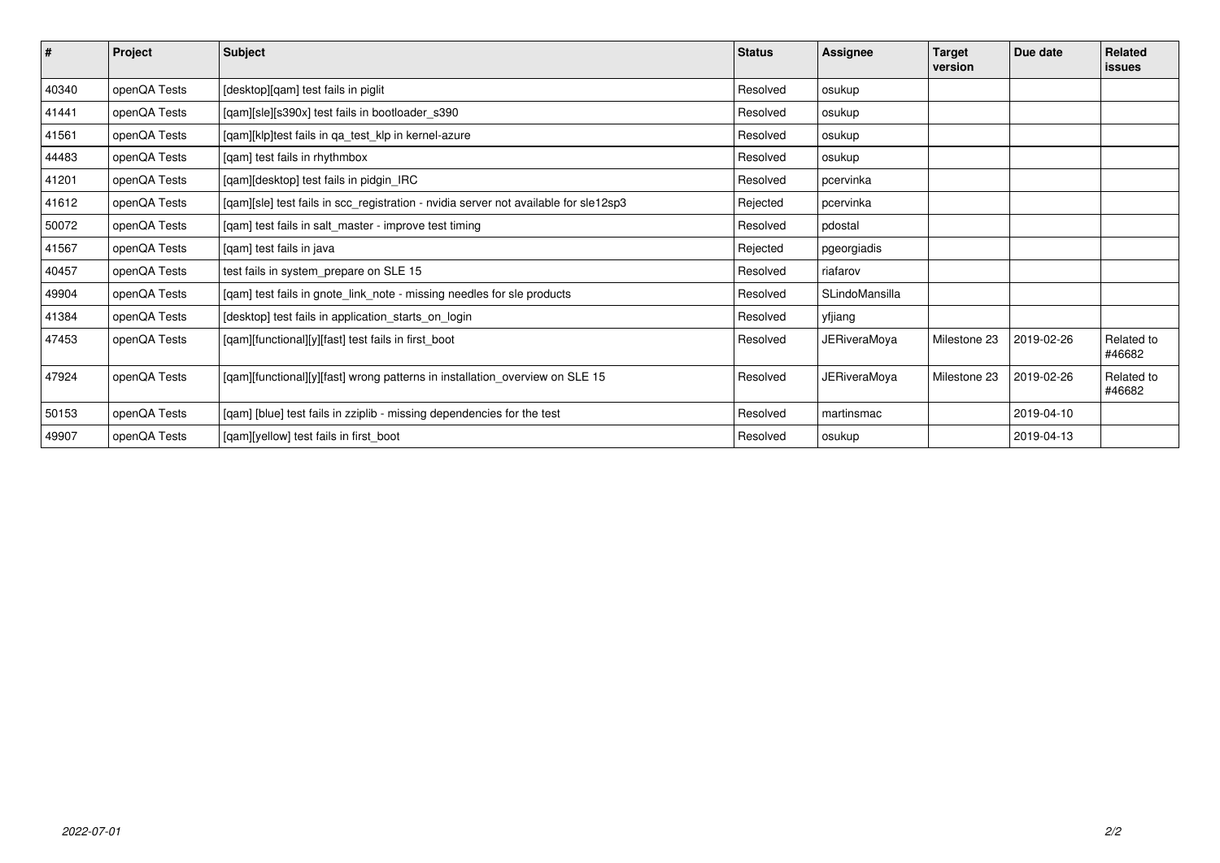| # | Project | Subject | Status | Assignee | Target version | Due date | Related issues |
|---|---|---|---|---|---|---|---|
| 40340 | openQA Tests | [desktop][qam] test fails in piglit | Resolved | osukup | | | |
| 41441 | openQA Tests | [qam][sle][s390x] test fails in bootloader_s390 | Resolved | osukup | | | |
| 41561 | openQA Tests | [qam][klp]test fails in qa_test_klp in kernel-azure | Resolved | osukup | | | |
| 44483 | openQA Tests | [qam] test fails in rhythmbox | Resolved | osukup | | | |
| 41201 | openQA Tests | [qam][desktop] test fails in pidgin_IRC | Resolved | pcervinka | | | |
| 41612 | openQA Tests | [qam][sle] test fails in scc_registration - nvidia server not available for sle12sp3 | Rejected | pcervinka | | | |
| 50072 | openQA Tests | [qam] test fails in salt_master - improve test timing | Resolved | pdostal | | | |
| 41567 | openQA Tests | [qam] test fails in java | Rejected | pgeorgiadis | | | |
| 40457 | openQA Tests | test fails in system_prepare on SLE 15 | Resolved | riafarov | | | |
| 49904 | openQA Tests | [qam] test fails in gnote_link_note - missing needles for sle products | Resolved | SLindoMansilla | | | |
| 41384 | openQA Tests | [desktop] test fails in application_starts_on_login | Resolved | yfjiang | | | |
| 47453 | openQA Tests | [qam][functional][y][fast] test fails in first_boot | Resolved | JERiveraMoya | Milestone 23 | 2019-02-26 | Related to #46682 |
| 47924 | openQA Tests | [qam][functional][y][fast] wrong patterns in installation_overview on SLE 15 | Resolved | JERiveraMoya | Milestone 23 | 2019-02-26 | Related to #46682 |
| 50153 | openQA Tests | [qam] [blue] test fails in zziplib - missing dependencies for the test | Resolved | martinsmac | | 2019-04-10 | |
| 49907 | openQA Tests | [qam][yellow] test fails in first_boot | Resolved | osukup | | 2019-04-13 | |